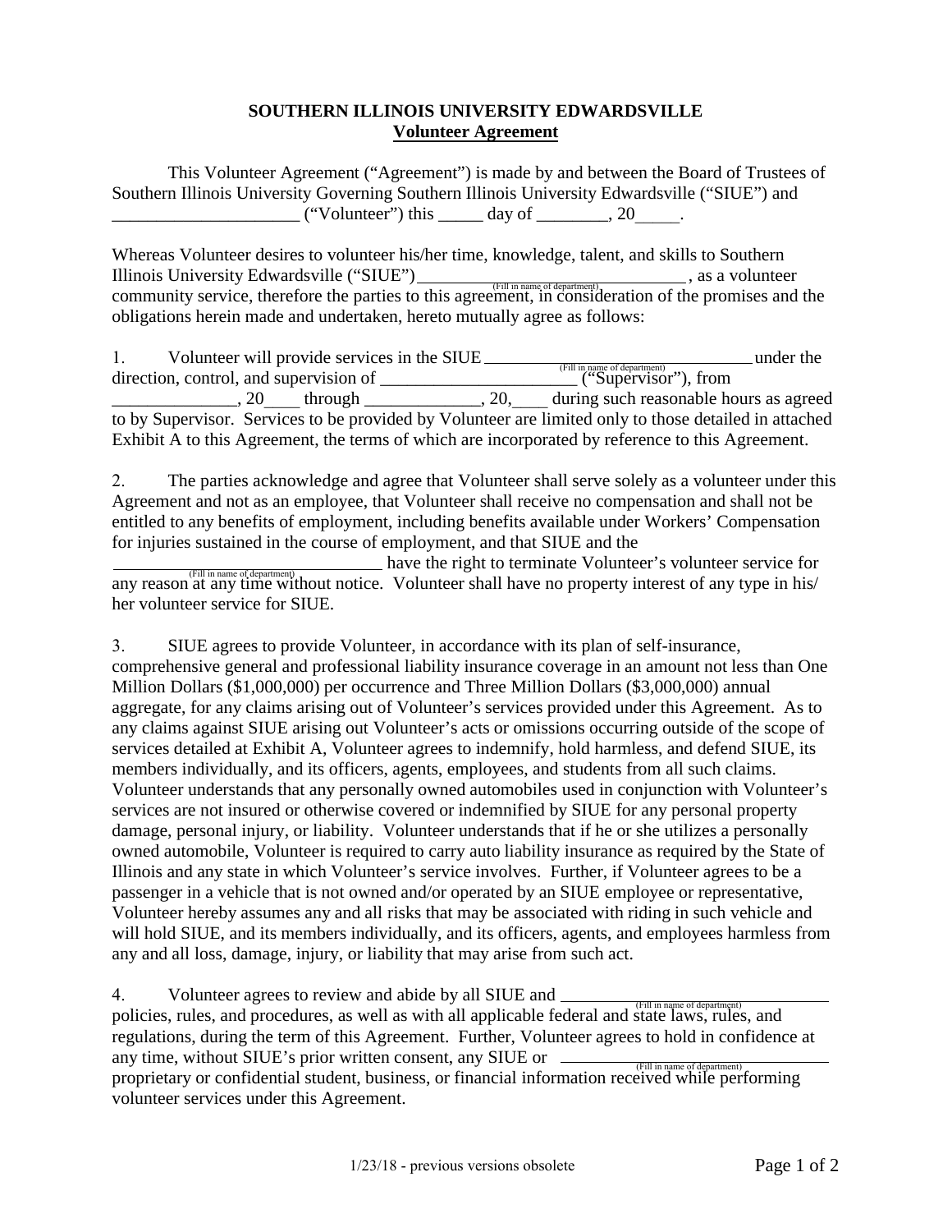# SOUTHERN ILLINOIS UNIVERSITY EDWARDSVILLE

## Volunteer Agreement

This Volunteer Agreement ("Agreement") is made by and between the Board of Trustees of Southern Illinois University Governing Southern Illinois University Edwardsville ("SIUE") and _____________________ ("Volunteer") this _____ day of ________, 20_____.

Whereas Volunteer desires to volunteer his/her time, knowledge, talent, and skills to Southern Illinois University Edwardsville ("SIUE") ______________________________ (Fill in name of department), as a volunteer community service, therefore the parties to this agreement, in consideration of the promises and the obligations herein made and undertaken, hereto mutually agree as follows:

1. Volunteer will provide services in the SIUE ______________________________ (Fill in name of department) under the direction, control, and supervision of ______________________ ("Supervisor"), from ______________, 20____ through _____________, 20,____ during such reasonable hours as agreed to by Supervisor. Services to be provided by Volunteer are limited only to those detailed in attached Exhibit A to this Agreement, the terms of which are incorporated by reference to this Agreement.

2. The parties acknowledge and agree that Volunteer shall serve solely as a volunteer under this Agreement and not as an employee, that Volunteer shall receive no compensation and shall not be entitled to any benefits of employment, including benefits available under Workers' Compensation for injuries sustained in the course of employment, and that SIUE and the ______________________________ (Fill in name of department) have the right to terminate Volunteer's volunteer service for any reason at any time without notice. Volunteer shall have no property interest of any type in his/her volunteer service for SIUE.

3. SIUE agrees to provide Volunteer, in accordance with its plan of self-insurance, comprehensive general and professional liability insurance coverage in an amount not less than One Million Dollars ($1,000,000) per occurrence and Three Million Dollars ($3,000,000) annual aggregate, for any claims arising out of Volunteer's services provided under this Agreement. As to any claims against SIUE arising out Volunteer's acts or omissions occurring outside of the scope of services detailed at Exhibit A, Volunteer agrees to indemnify, hold harmless, and defend SIUE, its members individually, and its officers, agents, employees, and students from all such claims. Volunteer understands that any personally owned automobiles used in conjunction with Volunteer's services are not insured or otherwise covered or indemnified by SIUE for any personal property damage, personal injury, or liability. Volunteer understands that if he or she utilizes a personally owned automobile, Volunteer is required to carry auto liability insurance as required by the State of Illinois and any state in which Volunteer's service involves. Further, if Volunteer agrees to be a passenger in a vehicle that is not owned and/or operated by an SIUE employee or representative, Volunteer hereby assumes any and all risks that may be associated with riding in such vehicle and will hold SIUE, and its members individually, and its officers, agents, and employees harmless from any and all loss, damage, injury, or liability that may arise from such act.

4. Volunteer agrees to review and abide by all SIUE and ______________________________ (Fill in name of department) policies, rules, and procedures, as well as with all applicable federal and state laws, rules, and regulations, during the term of this Agreement. Further, Volunteer agrees to hold in confidence at any time, without SIUE's prior written consent, any SIUE or ______________________________ (Fill in name of department) proprietary or confidential student, business, or financial information received while performing volunteer services under this Agreement.

1/23/18 - previous versions obsolete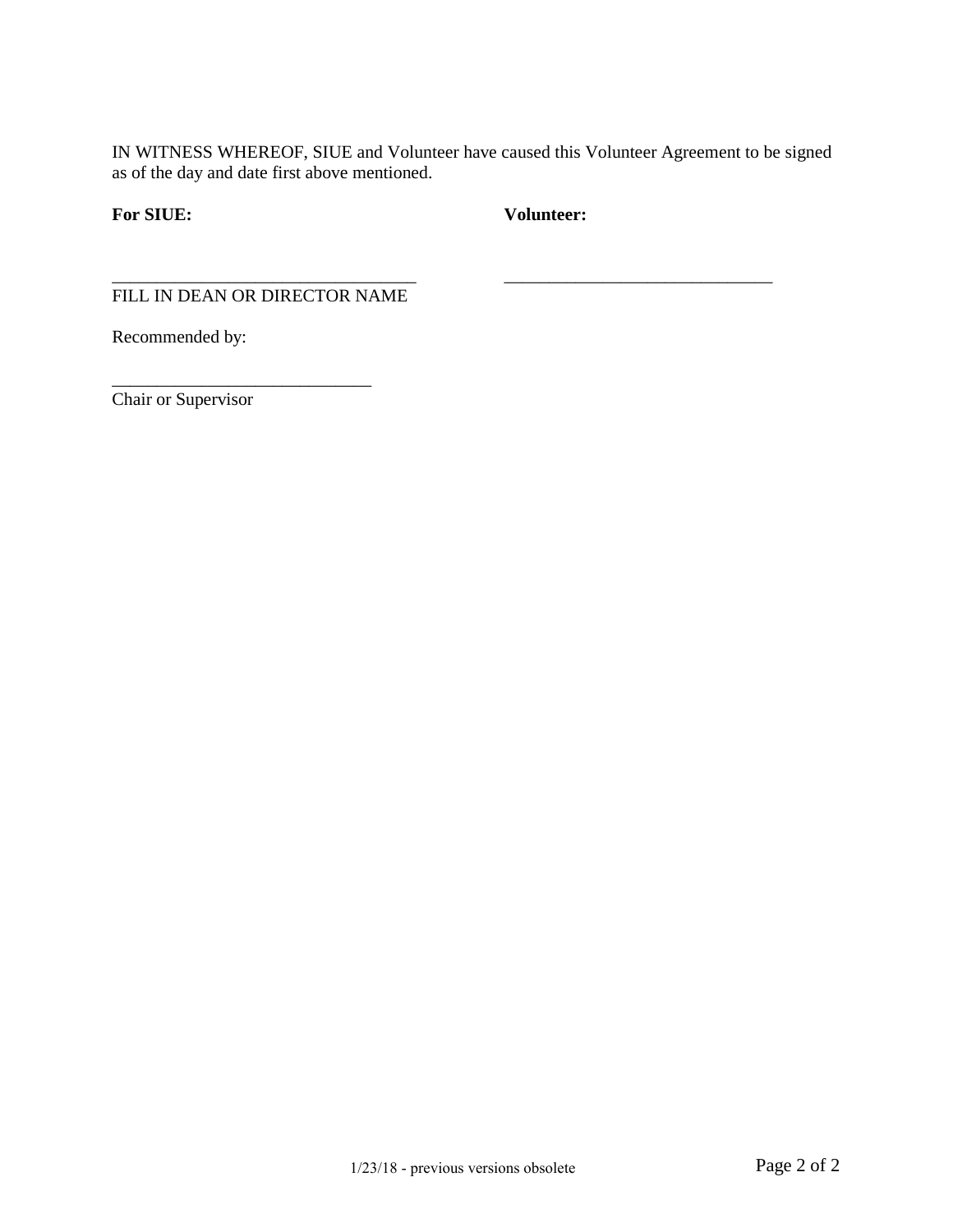IN WITNESS WHEREOF, SIUE and Volunteer have caused this Volunteer Agreement to be signed as of the day and date first above mentioned.

| **For SIUE:** | **Volunteer:** |
|---|---|
| ___________________________________ | _______________________________ |
| FILL IN DEAN OR DIRECTOR NAME | |

Recommended by:

______________________________
Chair or Supervisor

1/23/18 - previous versions obsolete